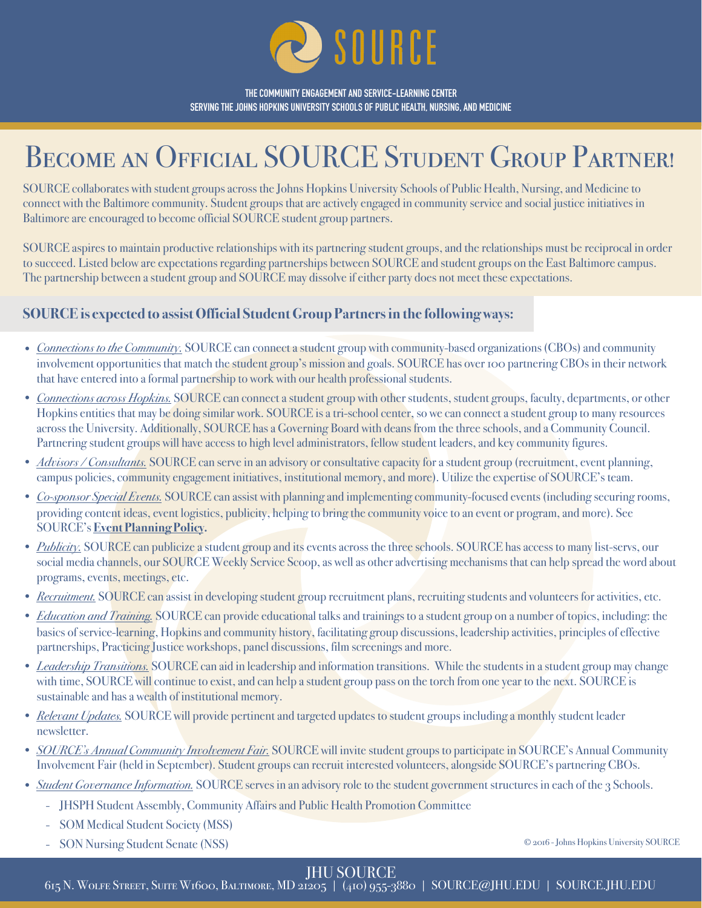# SOURCE

**THE COMMUNITY ENGAGEMENT AND SERVICE-LEARNING CENTER**
**SERVING THE JOHNS HOPKINS UNIVERSITY SCHOOLS OF PUBLIC HEALTH, NURSING, AND MEDICINE**

# Become an Official SOURCE Student Group Partner!

SOURCE collaborates with student groups across the Johns Hopkins University Schools of Public Health, Nursing, and Medicine to connect with the Baltimore community. Student groups that are actively engaged in community service and social justice initiatives in Baltimore are encouraged to become official SOURCE student group partners.

SOURCE aspires to maintain productive relationships with its partnering student groups, and the relationships must be reciprocal in order to succeed. Listed below are expectations regarding partnerships between SOURCE and student groups on the East Baltimore campus. The partnership between a student group and SOURCE may dissolve if either party does not meet these expectations.

## SOURCE is expected to assist Official Student Group Partners in the following ways:

- *Connections to the Community.* SOURCE can connect a student group with community-based organizations (CBOs) and community involvement opportunities that match the student group's mission and goals. SOURCE has over 100 partnering CBOs in their network that have entered into a formal partnership to work with our health professional students.
- *Connections across Hopkins.* SOURCE can connect a student group with other students, student groups, faculty, departments, or other Hopkins entities that may be doing similar work. SOURCE is a tri-school center, so we can connect a student group to many resources across the University. Additionally, SOURCE has a Governing Board with deans from the three schools, and a Community Council. Partnering student groups will have access to high level administrators, fellow student leaders, and key community figures.
- *Advisors / Consultants.* SOURCE can serve in an advisory or consultative capacity for a student group (recruitment, event planning, campus policies, community engagement initiatives, institutional memory, and more). Utilize the expertise of SOURCE's team.
- *Co-sponsor Special Events.* SOURCE can assist with planning and implementing community-focused events (including securing rooms, providing content ideas, event logistics, publicity, helping to bring the community voice to an event or program, and more). See SOURCE's **Event Planning Policy.**
- *Publicity.* SOURCE can publicize a student group and its events across the three schools. SOURCE has access to many list-servs, our social media channels, our SOURCE Weekly Service Scoop, as well as other advertising mechanisms that can help spread the word about programs, events, meetings, etc.
- *Recruitment.* SOURCE can assist in developing student group recruitment plans, recruiting students and volunteers for activities, etc.
- *Education and Training.* SOURCE can provide educational talks and trainings to a student group on a number of topics, including: the basics of service-learning, Hopkins and community history, facilitating group discussions, leadership activities, principles of effective partnerships, Practicing Justice workshops, panel discussions, film screenings and more.
- *Leadership Transitions.* SOURCE can aid in leadership and information transitions. While the students in a student group may change with time, SOURCE will continue to exist, and can help a student group pass on the torch from one year to the next. SOURCE is sustainable and has a wealth of institutional memory.
- *Relevant Updates.* SOURCE will provide pertinent and targeted updates to student groups including a monthly student leader newsletter.
- *SOURCE's Annual Community Involvement Fair.* SOURCE will invite student groups to participate in SOURCE's Annual Community Involvement Fair (held in September). Student groups can recruit interested volunteers, alongside SOURCE's partnering CBOs.
- *Student Governance Information.* SOURCE serves in an advisory role to the student government structures in each of the 3 Schools.
  - JHSPH Student Assembly, Community Affairs and Public Health Promotion Committee
  - SOM Medical Student Society (MSS)
  - SON Nursing Student Senate (NSS)

© 2016 - Johns Hopkins University SOURCE

JHU SOURCE
615 N. Wolfe Street, Suite W1600, Baltimore, MD 21205 | (410) 955-3880 | SOURCE@JHU.EDU | SOURCE.JHU.EDU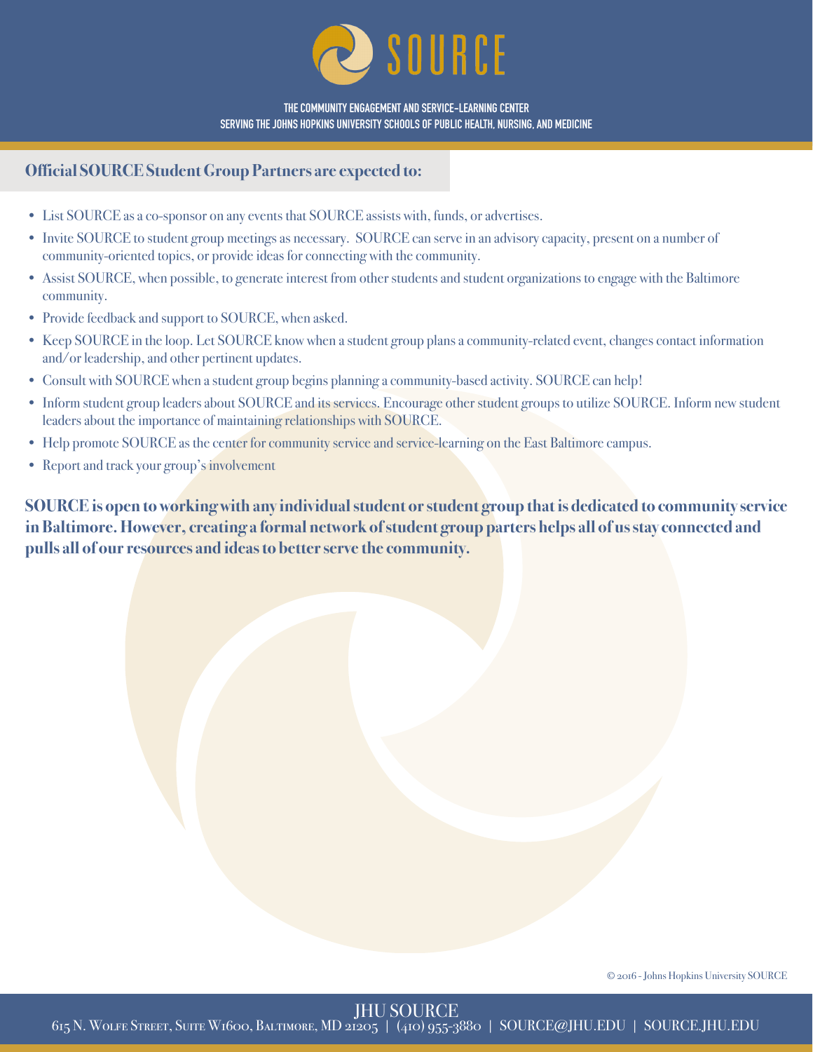# SOURCE

THE COMMUNITY ENGAGEMENT AND SERVICE-LEARNING CENTER
SERVING THE JOHNS HOPKINS UNIVERSITY SCHOOLS OF PUBLIC HEALTH, NURSING, AND MEDICINE

## Official SOURCE Student Group Partners are expected to:

- List SOURCE as a co-sponsor on any events that SOURCE assists with, funds, or advertises.
- Invite SOURCE to student group meetings as necessary. SOURCE can serve in an advisory capacity, present on a number of community-oriented topics, or provide ideas for connecting with the community.
- Assist SOURCE, when possible, to generate interest from other students and student organizations to engage with the Baltimore community.
- Provide feedback and support to SOURCE, when asked.
- Keep SOURCE in the loop. Let SOURCE know when a student group plans a community-related event, changes contact information and/or leadership, and other pertinent updates.
- Consult with SOURCE when a student group begins planning a community-based activity. SOURCE can help!
- Inform student group leaders about SOURCE and its services. Encourage other student groups to utilize SOURCE. Inform new student leaders about the importance of maintaining relationships with SOURCE.
- Help promote SOURCE as the center for community service and service-learning on the East Baltimore campus.
- Report and track your group's involvement

**SOURCE is open to working with any individual student or student group that is dedicated to community service in Baltimore. However, creating a formal network of student group parters helps all of us stay connected and pulls all of our resources and ideas to better serve the community.**

© 2016 - Johns Hopkins University SOURCE

JHU SOURCE
615 N. Wolfe Street, Suite W1600, Baltimore, MD 21205 | (410) 955-3880 | SOURCE@JHU.EDU | SOURCE.JHU.EDU